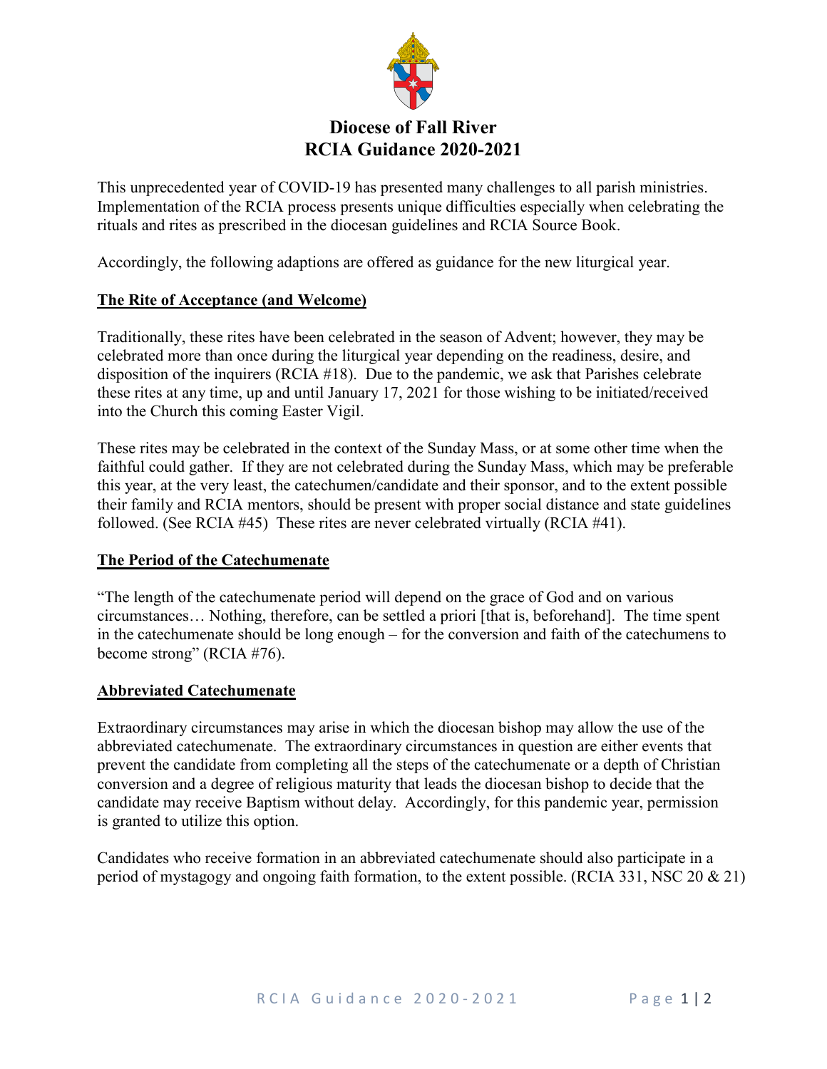# Diocese of Fall River
# RCIA Guidance 2020-2021

This unprecedented year of COVID-19 has presented many challenges to all parish ministries. Implementation of the RCIA process presents unique difficulties especially when celebrating the rituals and rites as prescribed in the diocesan guidelines and RCIA Source Book.

Accordingly, the following adaptions are offered as guidance for the new liturgical year.

## The Rite of Acceptance (and Welcome)

Traditionally, these rites have been celebrated in the season of Advent; however, they may be celebrated more than once during the liturgical year depending on the readiness, desire, and disposition of the inquirers (RCIA #18). Due to the pandemic, we ask that Parishes celebrate these rites at any time, up and until January 17, 2021 for those wishing to be initiated/received into the Church this coming Easter Vigil.

These rites may be celebrated in the context of the Sunday Mass, or at some other time when the faithful could gather. If they are not celebrated during the Sunday Mass, which may be preferable this year, at the very least, the catechumen/candidate and their sponsor, and to the extent possible their family and RCIA mentors, should be present with proper social distance and state guidelines followed. (See RCIA #45) These rites are never celebrated virtually (RCIA #41).

## The Period of the Catechumenate

"The length of the catechumenate period will depend on the grace of God and on various circumstances… Nothing, therefore, can be settled a priori [that is, beforehand]. The time spent in the catechumenate should be long enough – for the conversion and faith of the catechumens to become strong" (RCIA #76).

## Abbreviated Catechumenate

Extraordinary circumstances may arise in which the diocesan bishop may allow the use of the abbreviated catechumenate. The extraordinary circumstances in question are either events that prevent the candidate from completing all the steps of the catechumenate or a depth of Christian conversion and a degree of religious maturity that leads the diocesan bishop to decide that the candidate may receive Baptism without delay. Accordingly, for this pandemic year, permission is granted to utilize this option.

Candidates who receive formation in an abbreviated catechumenate should also participate in a period of mystagogy and ongoing faith formation, to the extent possible. (RCIA 331, NSC 20 & 21)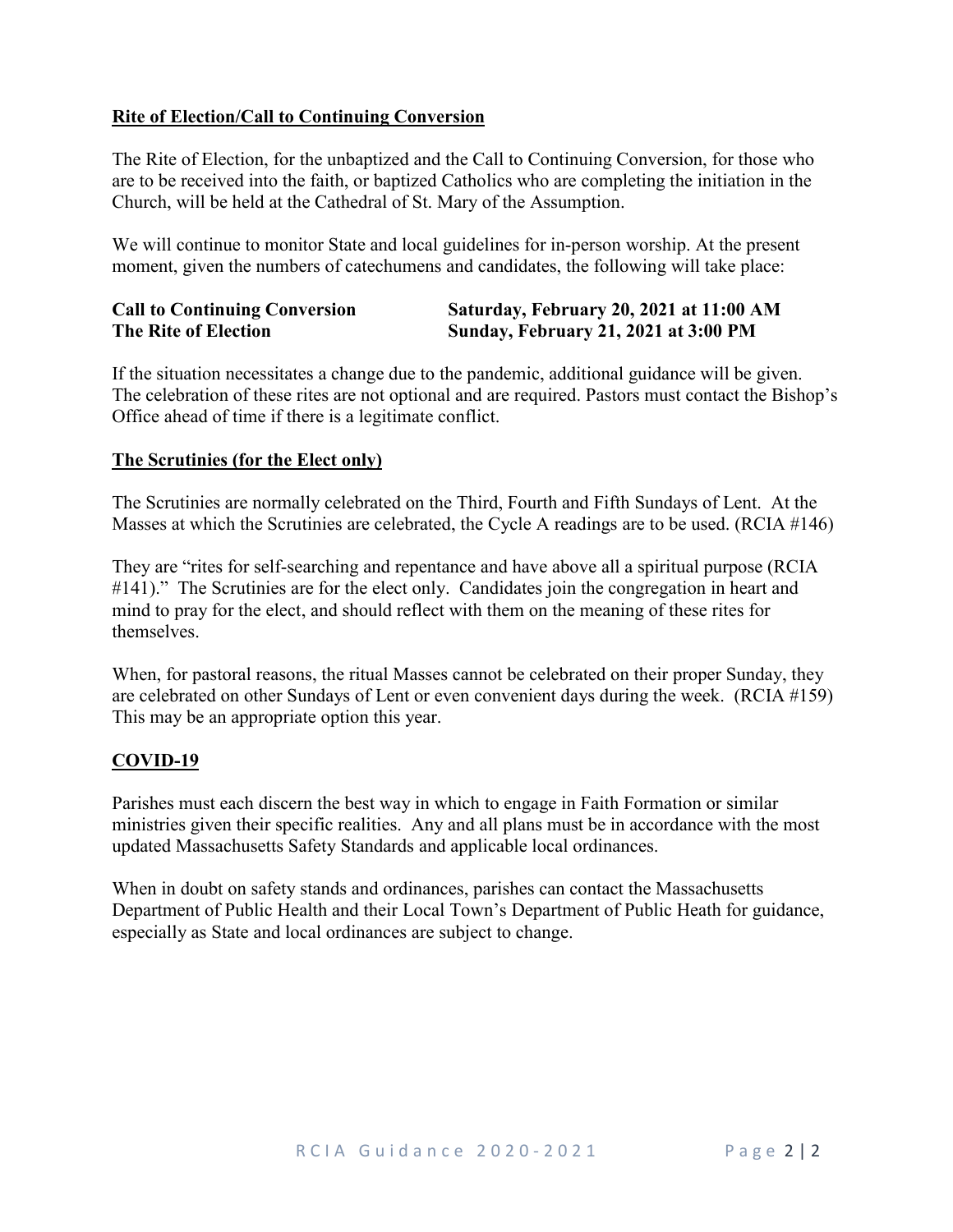## Rite of Election/Call to Continuing Conversion

The Rite of Election, for the unbaptized and the Call to Continuing Conversion, for those who are to be received into the faith, or baptized Catholics who are completing the initiation in the Church, will be held at the Cathedral of St. Mary of the Assumption.

We will continue to monitor State and local guidelines for in-person worship. At the present moment, given the numbers of catechumens and candidates, the following will take place:

**Call to Continuing Conversion** — **Saturday, February 20, 2021 at 11:00 AM**
**The Rite of Election** — **Sunday, February 21, 2021 at 3:00 PM**

If the situation necessitates a change due to the pandemic, additional guidance will be given. The celebration of these rites are not optional and are required. Pastors must contact the Bishop's Office ahead of time if there is a legitimate conflict.

## The Scrutinies (for the Elect only)

The Scrutinies are normally celebrated on the Third, Fourth and Fifth Sundays of Lent. At the Masses at which the Scrutinies are celebrated, the Cycle A readings are to be used. (RCIA #146)

They are "rites for self-searching and repentance and have above all a spiritual purpose (RCIA #141)." The Scrutinies are for the elect only. Candidates join the congregation in heart and mind to pray for the elect, and should reflect with them on the meaning of these rites for themselves.

When, for pastoral reasons, the ritual Masses cannot be celebrated on their proper Sunday, they are celebrated on other Sundays of Lent or even convenient days during the week. (RCIA #159) This may be an appropriate option this year.

## COVID-19

Parishes must each discern the best way in which to engage in Faith Formation or similar ministries given their specific realities. Any and all plans must be in accordance with the most updated Massachusetts Safety Standards and applicable local ordinances.

When in doubt on safety stands and ordinances, parishes can contact the Massachusetts Department of Public Health and their Local Town's Department of Public Heath for guidance, especially as State and local ordinances are subject to change.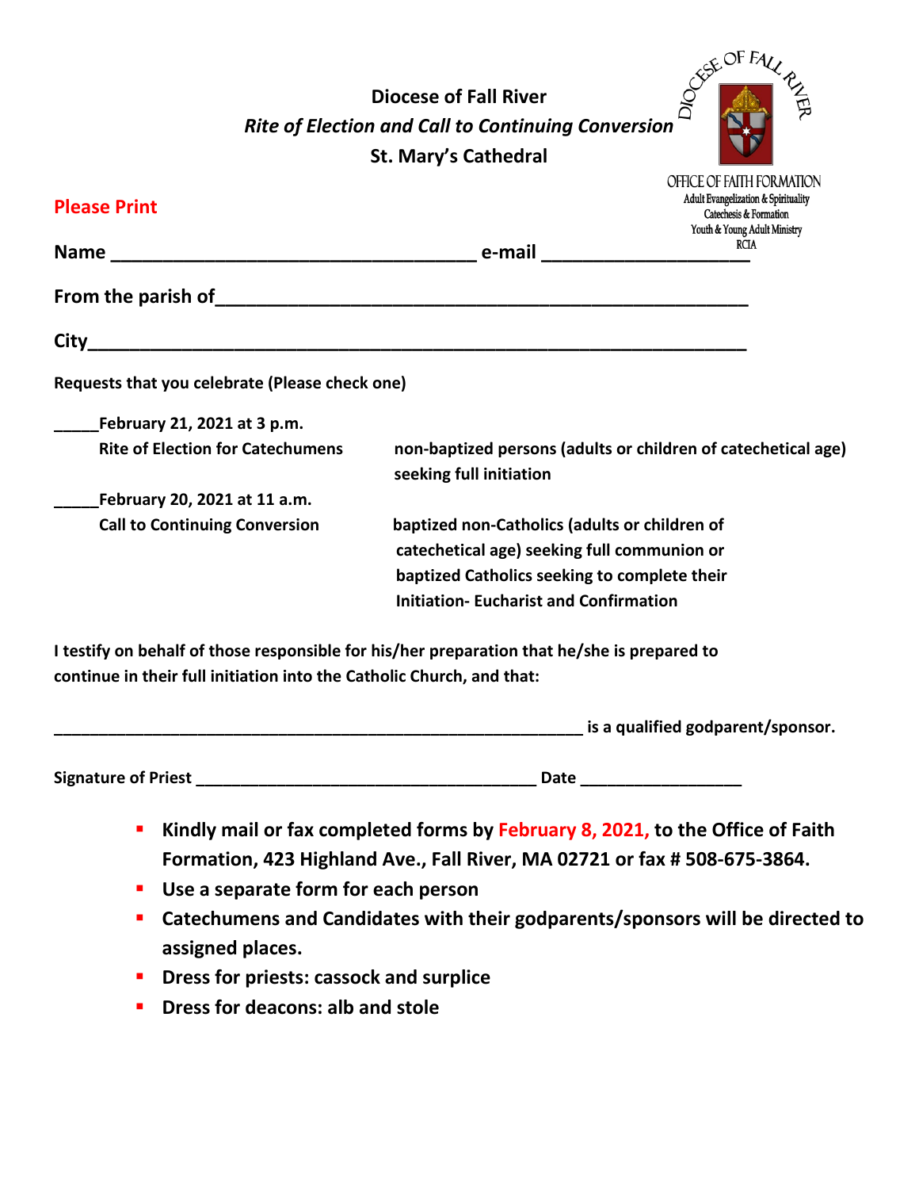**Diocese of Fall River**
***Rite of Election and Call to Continuing Conversion***
**St. Mary's Cathedral**

DIOCESE OF FALL RIVER
OFFICE OF FAITH FORMATION
Adult Evangelization & Spirituality
Catechesis & Formation
Youth & Young Adult Ministry
RCIA

**Please Print**

**Name** ___________________________________ **e-mail** ____________________

**From the parish of**____________________________________________________

**City**_____________________________________________________________

**Requests that you celebrate (Please check one)**

_____**February 21, 2021 at 3 p.m.**
**Rite of Election for Catechumens** — **non-baptized persons (adults or children of catechetical age) seeking full initiation**

_____**February 20, 2021 at 11 a.m.**
**Call to Continuing Conversion** — **baptized non-Catholics (adults or children of catechetical age) seeking full communion or baptized Catholics seeking to complete their Initiation- Eucharist and Confirmation**

**I testify on behalf of those responsible for his/her preparation that he/she is prepared to continue in their full initiation into the Catholic Church, and that:**

____________________________________________________________ **is a qualified godparent/sponsor.**

**Signature of Priest** _______________________________________ **Date** __________________

- **Kindly mail or fax completed forms by February 8, 2021, to the Office of Faith Formation, 423 Highland Ave., Fall River, MA 02721 or fax # 508-675-3864.**
- **Use a separate form for each person**
- **Catechumens and Candidates with their godparents/sponsors will be directed to assigned places.**
- **Dress for priests: cassock and surplice**
- **Dress for deacons: alb and stole**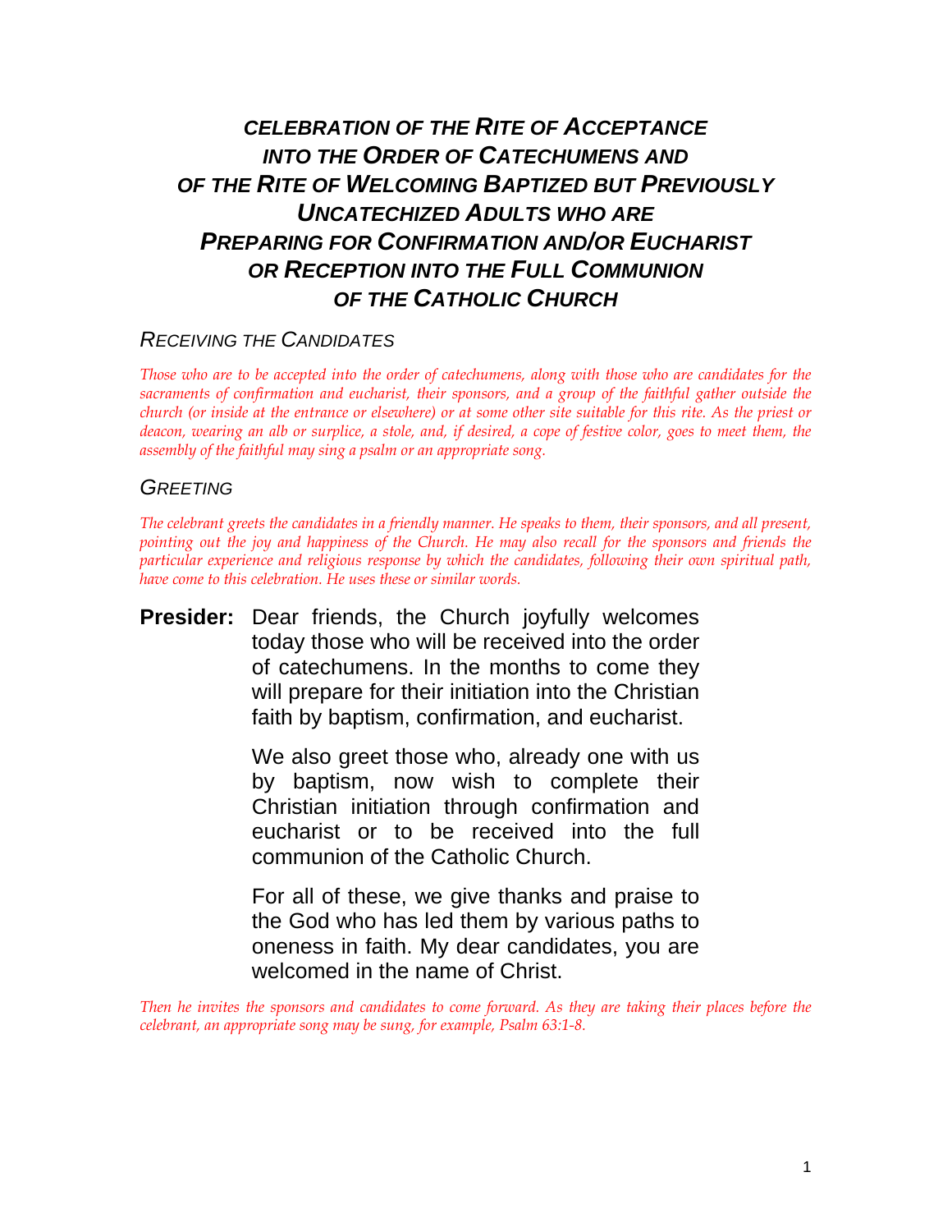# *CELEBRATION OF THE RITE OF ACCEPTANCE INTO THE ORDER OF CATECHUMENS AND OF THE RITE OF WELCOMING BAPTIZED BUT PREVIOUSLY UNCATECHIZED ADULTS WHO ARE PREPARING FOR CONFIRMATION AND/OR EUCHARIST OR RECEPTION INTO THE FULL COMMUNION OF THE CATHOLIC CHURCH*

## *RECEIVING THE CANDIDATES*

*Those who are to be accepted into the order of catechumens, along with those who are candidates for the sacraments of confirmation and eucharist, their sponsors, and a group of the faithful gather outside the church (or inside at the entrance or elsewhere) or at some other site suitable for this rite. As the priest or deacon, wearing an alb or surplice, a stole, and, if desired, a cope of festive color, goes to meet them, the assembly of the faithful may sing a psalm or an appropriate song.*

## *GREETING*

*The celebrant greets the candidates in a friendly manner. He speaks to them, their sponsors, and all present, pointing out the joy and happiness of the Church. He may also recall for the sponsors and friends the particular experience and religious response by which the candidates, following their own spiritual path, have come to this celebration. He uses these or similar words.*

**Presider:** Dear friends, the Church joyfully welcomes today those who will be received into the order of catechumens. In the months to come they will prepare for their initiation into the Christian faith by baptism, confirmation, and eucharist.

We also greet those who, already one with us by baptism, now wish to complete their Christian initiation through confirmation and eucharist or to be received into the full communion of the Catholic Church.

For all of these, we give thanks and praise to the God who has led them by various paths to oneness in faith. My dear candidates, you are welcomed in the name of Christ.

*Then he invites the sponsors and candidates to come forward. As they are taking their places before the celebrant, an appropriate song may be sung, for example, Psalm 63:1-8.*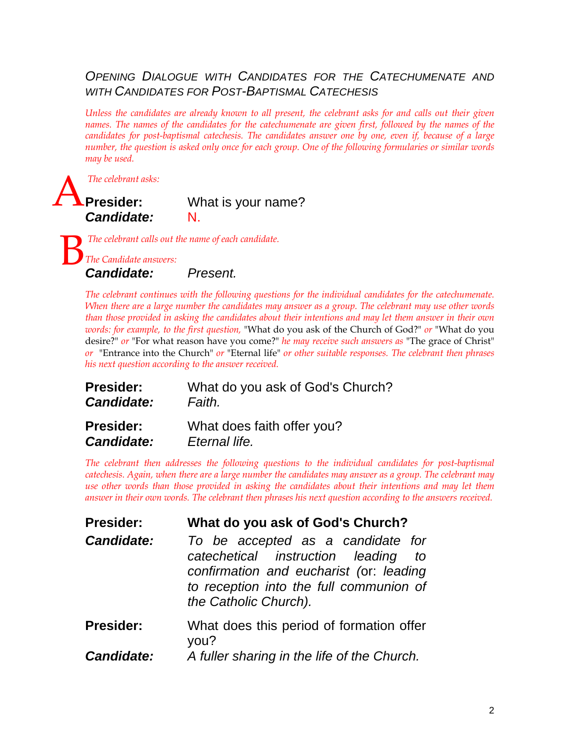## Opening Dialogue with Candidates for the Catechumenate and with Candidates for Post-Baptismal Catechesis

*Unless the candidates are already known to all present, the celebrant asks for and calls out their given names. The names of the candidates for the catechumenate are given first, followed by the names of the candidates for post-baptismal catechesis. The candidates answer one by one, even if, because of a large number, the question is asked only once for each group. One of the following formularies or similar words may be used.*

**A**

*The celebrant asks:*

**Presider:** What is your name?
***Candidate:*** N.

**B**

*The celebrant calls out the name of each candidate.*

*The Candidate answers:*

***Candidate:*** *Present.*

*The celebrant continues with the following questions for the individual candidates for the catechumenate. When there are a large number the candidates may answer as a group. The celebrant may use other words than those provided in asking the candidates about their intentions and may let them answer in their own words: for example, to the first question,* "What do you ask of the Church of God?" *or* "What do you desire?" *or* "For what reason have you come?" *he may receive such answers as* "The grace of Christ" *or* "Entrance into the Church" *or* "Eternal life" *or other suitable responses. The celebrant then phrases his next question according to the answer received.*

**Presider:** What do you ask of God's Church?
***Candidate:*** *Faith.*

**Presider:** What does faith offer you?
***Candidate:*** *Eternal life.*

*The celebrant then addresses the following questions to the individual candidates for post-baptismal catechesis. Again, when there are a large number the candidates may answer as a group. The celebrant may use other words than those provided in asking the candidates about their intentions and may let them answer in their own words. The celebrant then phrases his next question according to the answers received.*

**Presider:** **What do you ask of God's Church?**
***Candidate:*** *To be accepted as a candidate for catechetical instruction leading to confirmation and eucharist* (or: *leading to reception into the full communion of the Catholic Church).*

**Presider:** What does this period of formation offer you?
***Candidate:*** *A fuller sharing in the life of the Church.*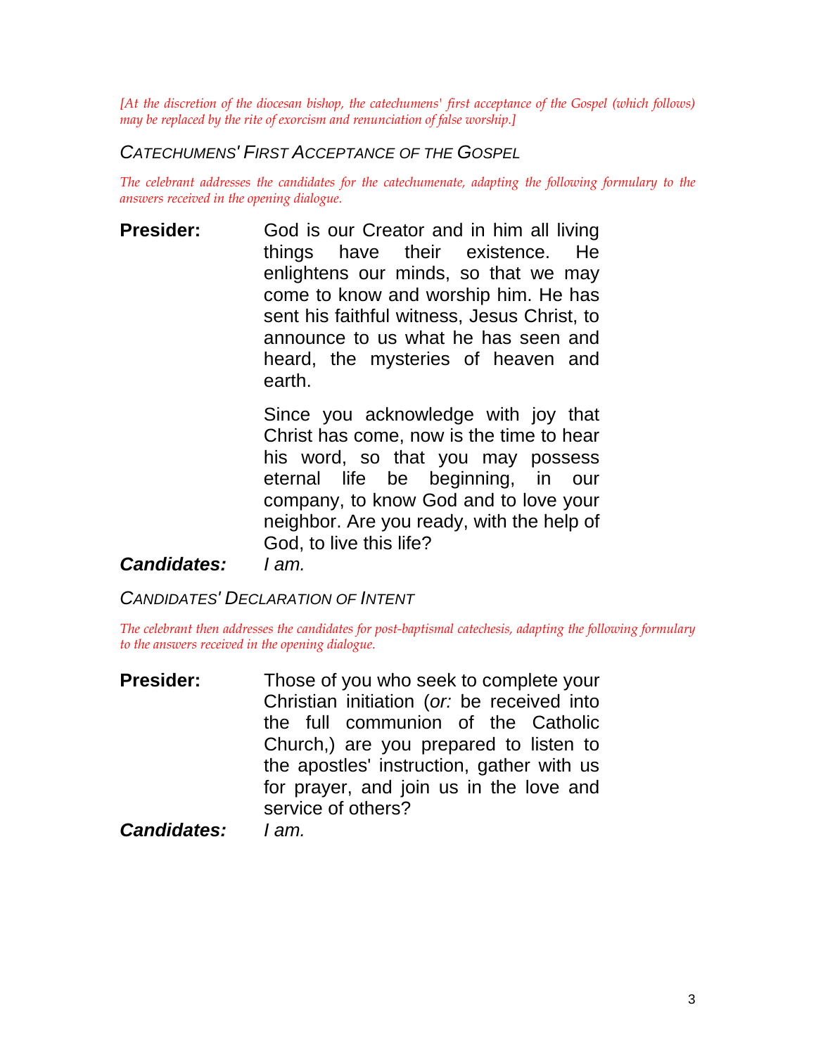*[At the discretion of the diocesan bishop, the catechumens' first acceptance of the Gospel (which follows) may be replaced by the rite of exorcism and renunciation of false worship.]*

## *Catechumens' First Acceptance of the Gospel*

*The celebrant addresses the candidates for the catechumenate, adapting the following formulary to the answers received in the opening dialogue.*

**Presider:** God is our Creator and in him all living things have their existence. He enlightens our minds, so that we may come to know and worship him. He has sent his faithful witness, Jesus Christ, to announce to us what he has seen and heard, the mysteries of heaven and earth.

Since you acknowledge with joy that Christ has come, now is the time to hear his word, so that you may possess eternal life be beginning, in our company, to know God and to love your neighbor. Are you ready, with the help of God, to live this life?

***Candidates:*** *I am.*

## *Candidates' Declaration of Intent*

*The celebrant then addresses the candidates for post-baptismal catechesis, adapting the following formulary to the answers received in the opening dialogue.*

**Presider:** Those of you who seek to complete your Christian initiation (*or:* be received into the full communion of the Catholic Church,) are you prepared to listen to the apostles' instruction, gather with us for prayer, and join us in the love and service of others?

***Candidates:*** *I am.*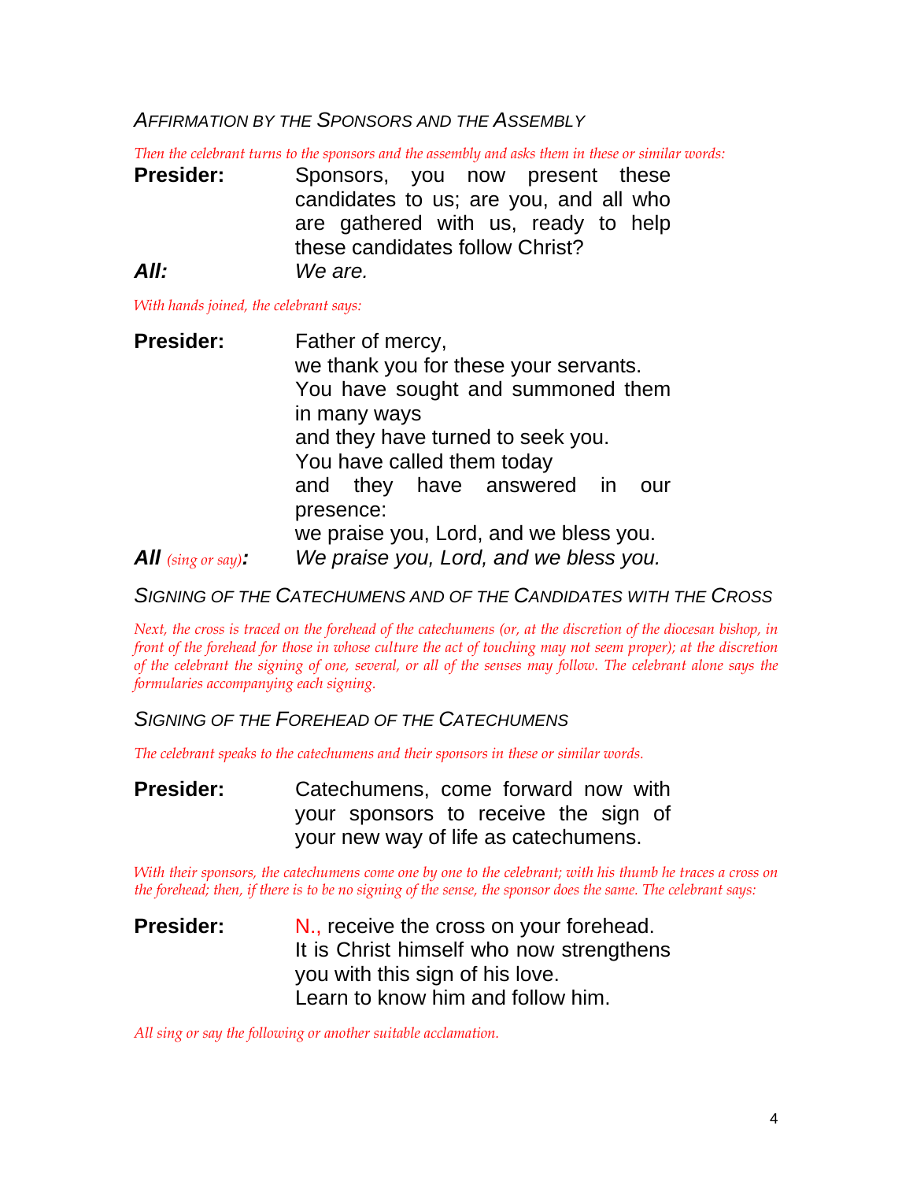### *Affirmation by the Sponsors and the Assembly*

*Then the celebrant turns to the sponsors and the assembly and asks them in these or similar words:*

**Presider:** Sponsors, you now present these candidates to us; are you, and all who are gathered with us, ready to help these candidates follow Christ?

***All:*** *We are.*

*With hands joined, the celebrant says:*

**Presider:** Father of mercy,
we thank you for these your servants.
You have sought and summoned them in many ways
and they have turned to seek you.
You have called them today
and they have answered in our presence:
we praise you, Lord, and we bless you.

***All** (sing or say)**:*** *We praise you, Lord, and we bless you.*

### *Signing of the Catechumens and of the Candidates with the Cross*

*Next, the cross is traced on the forehead of the catechumens (or, at the discretion of the diocesan bishop, in front of the forehead for those in whose culture the act of touching may not seem proper); at the discretion of the celebrant the signing of one, several, or all of the senses may follow. The celebrant alone says the formularies accompanying each signing.*

### *Signing of the Forehead of the Catechumens*

*The celebrant speaks to the catechumens and their sponsors in these or similar words.*

**Presider:** Catechumens, come forward now with your sponsors to receive the sign of your new way of life as catechumens.

*With their sponsors, the catechumens come one by one to the celebrant; with his thumb he traces a cross on the forehead; then, if there is to be no signing of the sense, the sponsor does the same. The celebrant says:*

**Presider:** N., receive the cross on your forehead.
It is Christ himself who now strengthens you with this sign of his love.
Learn to know him and follow him.

*All sing or say the following or another suitable acclamation.*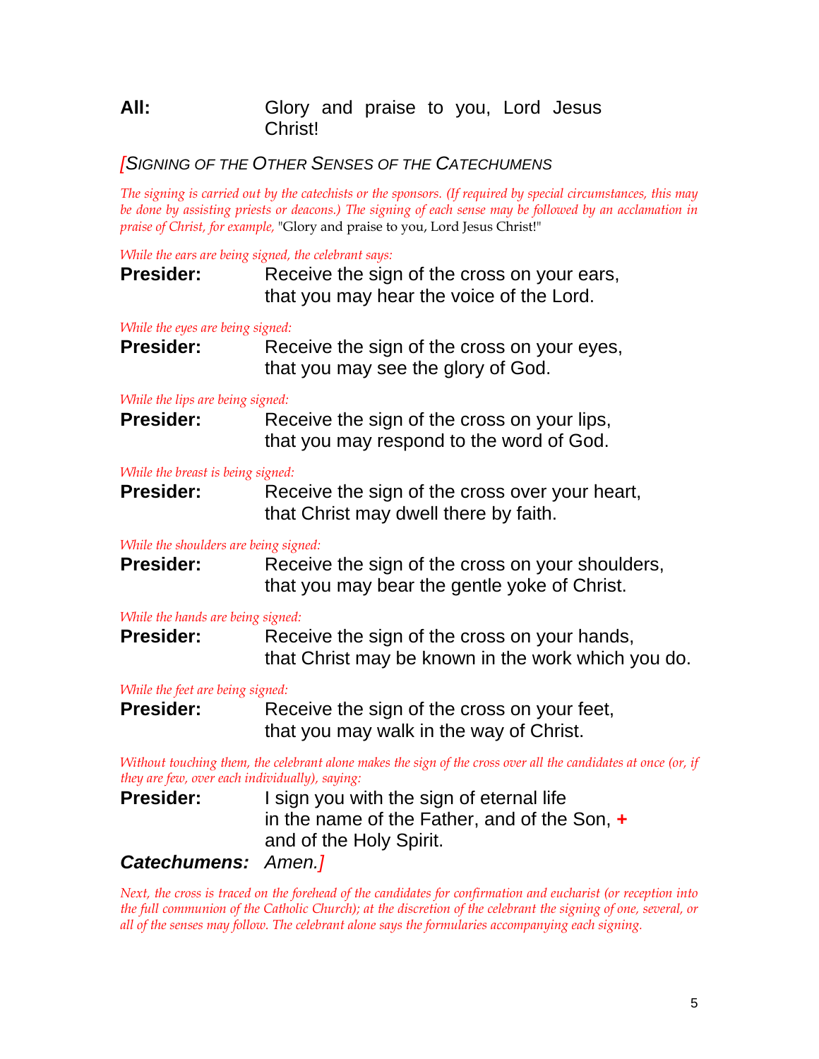**All:** Glory and praise to you, Lord Jesus Christ!

*[SIGNING OF THE OTHER SENSES OF THE CATECHUMENS*

*The signing is carried out by the catechists or the sponsors. (If required by special circumstances, this may be done by assisting priests or deacons.) The signing of each sense may be followed by an acclamation in praise of Christ, for example,* "Glory and praise to you, Lord Jesus Christ!"

*While the ears are being signed, the celebrant says:*

**Presider:** Receive the sign of the cross on your ears,
that you may hear the voice of the Lord.

*While the eyes are being signed:*

**Presider:** Receive the sign of the cross on your eyes,
that you may see the glory of God.

*While the lips are being signed:*

**Presider:** Receive the sign of the cross on your lips,
that you may respond to the word of God.

*While the breast is being signed:*

**Presider:** Receive the sign of the cross over your heart,
that Christ may dwell there by faith.

*While the shoulders are being signed:*

**Presider:** Receive the sign of the cross on your shoulders,
that you may bear the gentle yoke of Christ.

*While the hands are being signed:*

**Presider:** Receive the sign of the cross on your hands,
that Christ may be known in the work which you do.

*While the feet are being signed:*

**Presider:** Receive the sign of the cross on your feet,
that you may walk in the way of Christ.

*Without touching them, the celebrant alone makes the sign of the cross over all the candidates at once (or, if they are few, over each individually), saying:*

**Presider:** I sign you with the sign of eternal life
in the name of the Father, and of the Son, +
and of the Holy Spirit.

***Catechumens:*** *Amen.]*

*Next, the cross is traced on the forehead of the candidates for confirmation and eucharist (or reception into the full communion of the Catholic Church); at the discretion of the celebrant the signing of one, several, or all of the senses may follow. The celebrant alone says the formularies accompanying each signing.*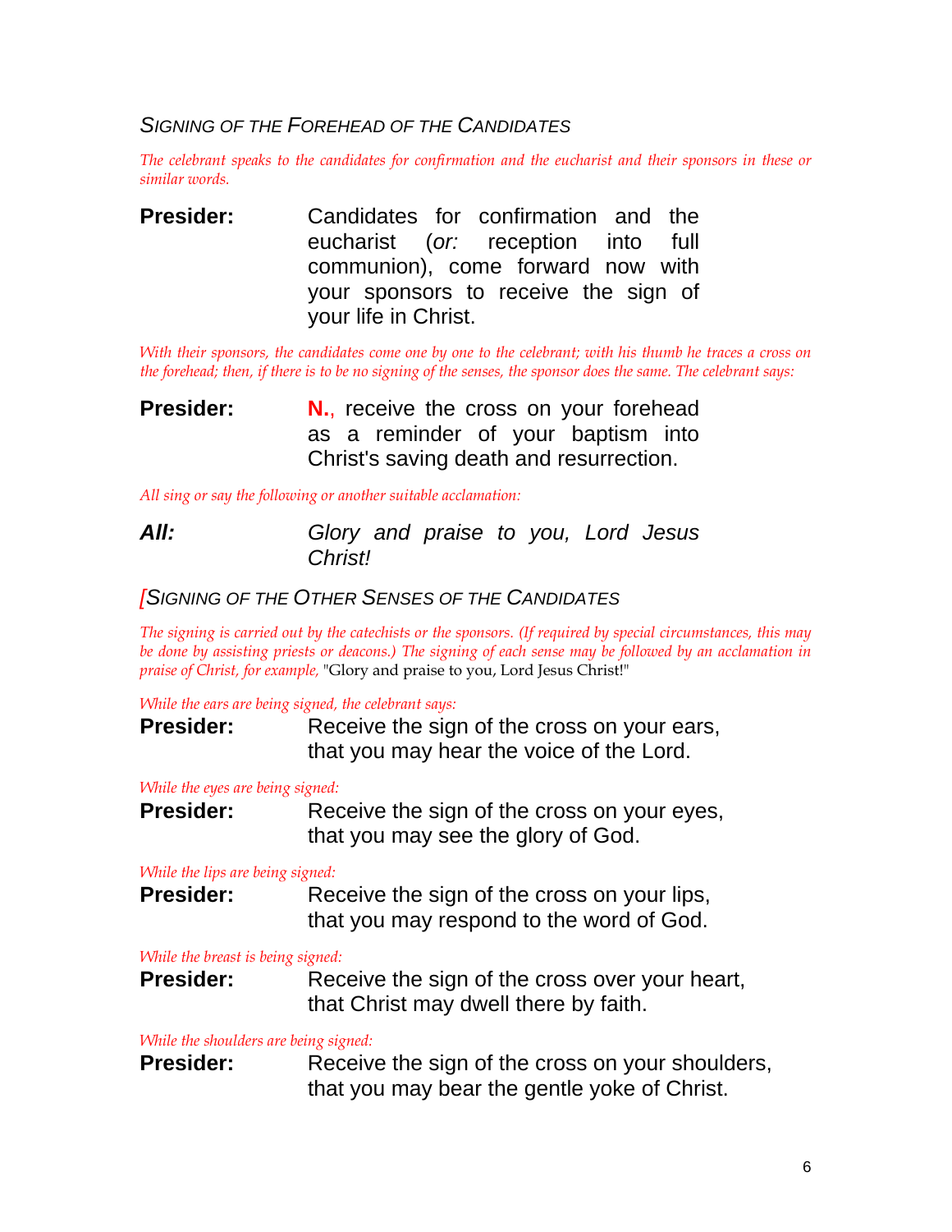## Signing of the Forehead of the Candidates

*The celebrant speaks to the candidates for confirmation and the eucharist and their sponsors in these or similar words.*

**Presider:** Candidates for confirmation and the eucharist (*or:* reception into full communion), come forward now with your sponsors to receive the sign of your life in Christ.

*With their sponsors, the candidates come one by one to the celebrant; with his thumb he traces a cross on the forehead; then, if there is to be no signing of the senses, the sponsor does the same. The celebrant says:*

**Presider:** **N.**, receive the cross on your forehead as a reminder of your baptism into Christ's saving death and resurrection.

*All sing or say the following or another suitable acclamation:*

***All:*** *Glory and praise to you, Lord Jesus Christ!*

## [Signing of the Other Senses of the Candidates

*The signing is carried out by the catechists or the sponsors. (If required by special circumstances, this may be done by assisting priests or deacons.) The signing of each sense may be followed by an acclamation in praise of Christ, for example,* "Glory and praise to you, Lord Jesus Christ!"

*While the ears are being signed, the celebrant says:*

**Presider:** Receive the sign of the cross on your ears, that you may hear the voice of the Lord.

*While the eyes are being signed:*

**Presider:** Receive the sign of the cross on your eyes, that you may see the glory of God.

*While the lips are being signed:*

**Presider:** Receive the sign of the cross on your lips, that you may respond to the word of God.

*While the breast is being signed:*

**Presider:** Receive the sign of the cross over your heart, that Christ may dwell there by faith.

*While the shoulders are being signed:*

**Presider:** Receive the sign of the cross on your shoulders, that you may bear the gentle yoke of Christ.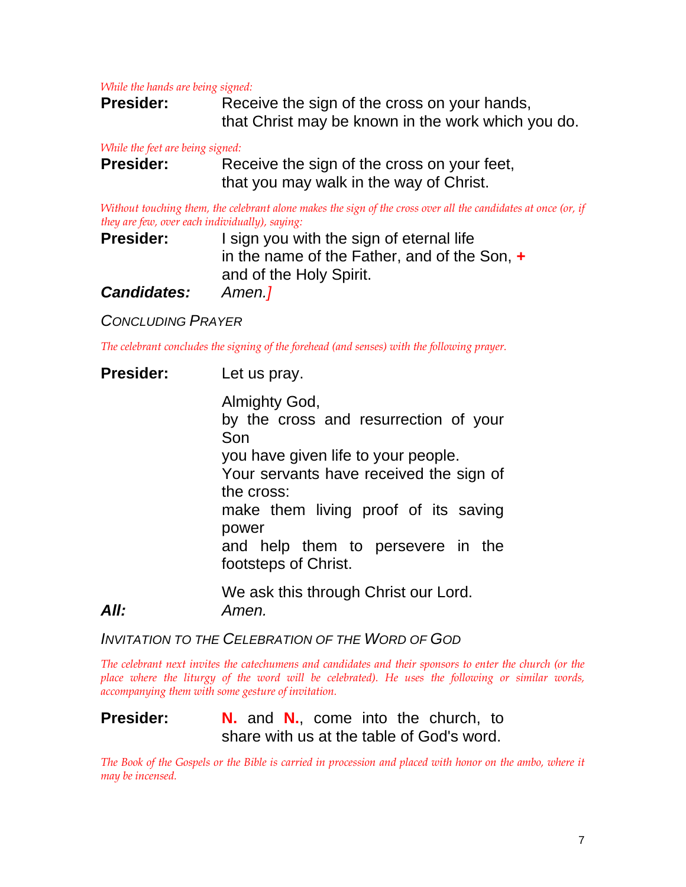*While the hands are being signed:*

**Presider:** Receive the sign of the cross on your hands,
that Christ may be known in the work which you do.

*While the feet are being signed:*

**Presider:** Receive the sign of the cross on your feet,
that you may walk in the way of Christ.

*Without touching them, the celebrant alone makes the sign of the cross over all the candidates at once (or, if they are few, over each individually), saying:*

**Presider:** I sign you with the sign of eternal life
in the name of the Father, and of the Son, +
and of the Holy Spirit.

***Candidates:*** *Amen.]*

### *Concluding Prayer*

*The celebrant concludes the signing of the forehead (and senses) with the following prayer.*

**Presider:** Let us pray.

Almighty God,
by the cross and resurrection of your Son
you have given life to your people.
Your servants have received the sign of the cross:
make them living proof of its saving power
and help them to persevere in the footsteps of Christ.

We ask this through Christ our Lord.

***All:*** *Amen.*

### *Invitation to the Celebration of the Word of God*

*The celebrant next invites the catechumens and candidates and their sponsors to enter the church (or the place where the liturgy of the word will be celebrated). He uses the following or similar words, accompanying them with some gesture of invitation.*

**Presider:** **N.** and **N.**, come into the church, to share with us at the table of God's word.

*The Book of the Gospels or the Bible is carried in procession and placed with honor on the ambo, where it may be incensed.*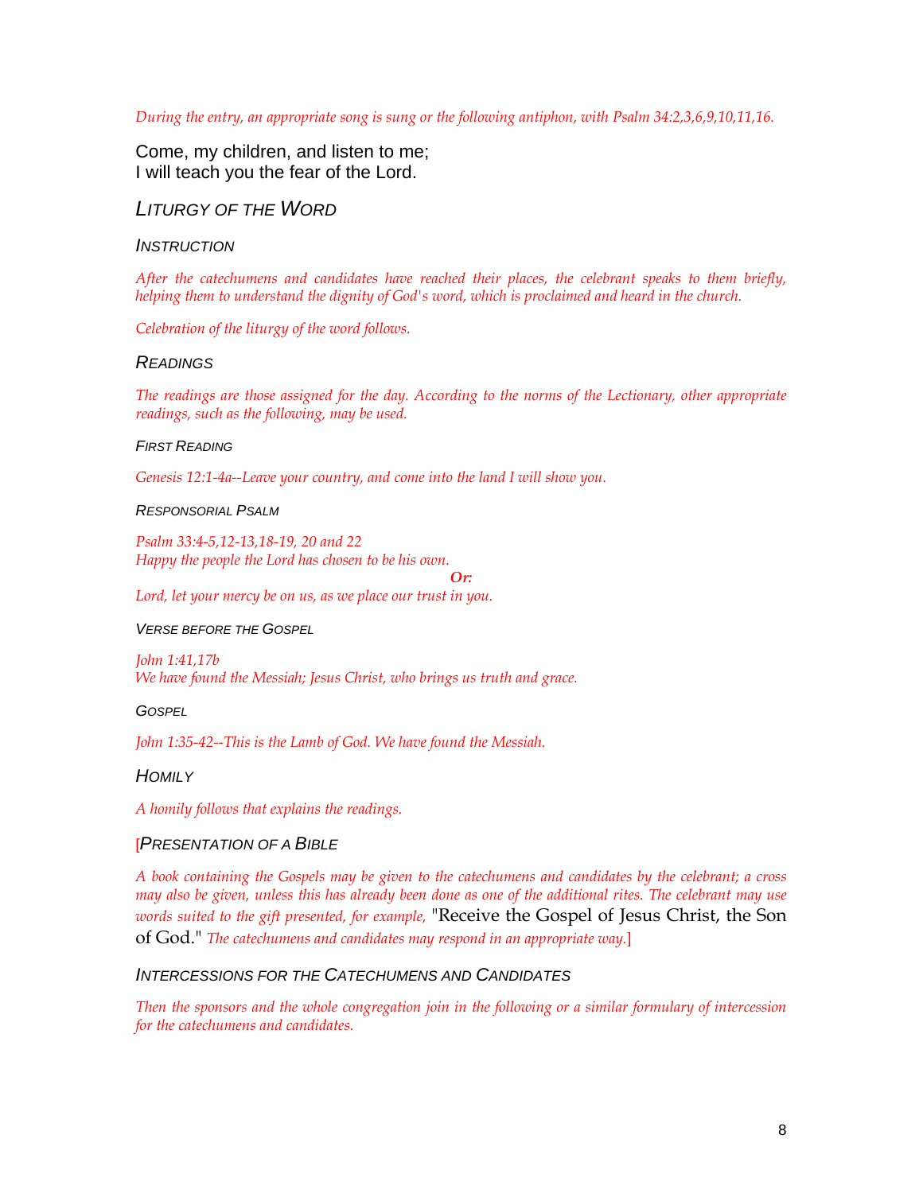*During the entry, an appropriate song is sung or the following antiphon, with Psalm 34:2,3,6,9,10,11,16.*

Come, my children, and listen to me;
I will teach you the fear of the Lord.

## LITURGY OF THE WORD

### INSTRUCTION

*After the catechumens and candidates have reached their places, the celebrant speaks to them briefly, helping them to understand the dignity of God's word, which is proclaimed and heard in the church.*

*Celebration of the liturgy of the word follows.*

### READINGS

*The readings are those assigned for the day. According to the norms of the Lectionary, other appropriate readings, such as the following, may be used.*

#### FIRST READING

*Genesis 12:1-4a--Leave your country, and come into the land I will show you.*

#### RESPONSORIAL PSALM

*Psalm 33:4-5,12-13,18-19, 20 and 22*
*Happy the people the Lord has chosen to be his own.*

***Or:***

*Lord, let your mercy be on us, as we place our trust in you.*

#### VERSE BEFORE THE GOSPEL

*John 1:41,17b*
*We have found the Messiah; Jesus Christ, who brings us truth and grace.*

#### GOSPEL

*John 1:35-42--This is the Lamb of God. We have found the Messiah.*

### HOMILY

*A homily follows that explains the readings.*

### [PRESENTATION OF A BIBLE

*A book containing the Gospels may be given to the catechumens and candidates by the celebrant; a cross may also be given, unless this has already been done as one of the additional rites. The celebrant may use words suited to the gift presented, for example,* "Receive the Gospel of Jesus Christ, the Son of God." *The catechumens and candidates may respond in an appropriate way.*]

### INTERCESSIONS FOR THE CATECHUMENS AND CANDIDATES

*Then the sponsors and the whole congregation join in the following or a similar formulary of intercession for the catechumens and candidates.*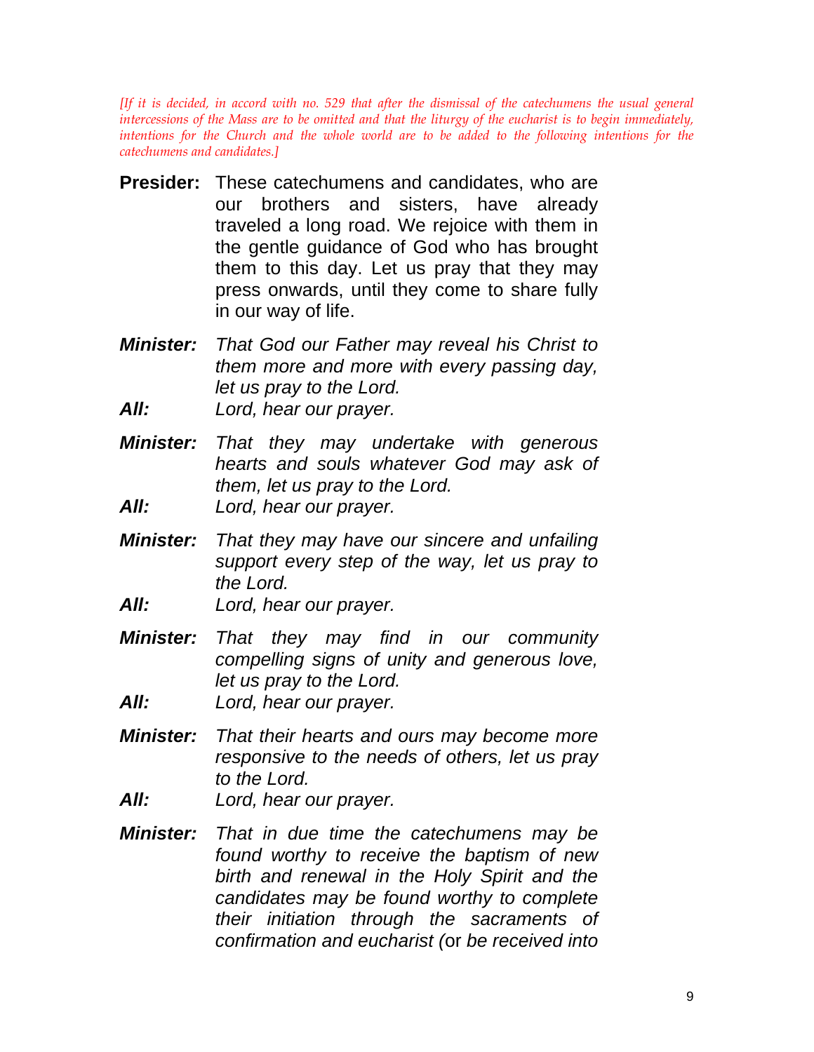*[If it is decided, in accord with no. 529 that after the dismissal of the catechumens the usual general intercessions of the Mass are to be omitted and that the liturgy of the eucharist is to begin immediately, intentions for the Church and the whole world are to be added to the following intentions for the catechumens and candidates.]*

**Presider:** These catechumens and candidates, who are our brothers and sisters, have already traveled a long road. We rejoice with them in the gentle guidance of God who has brought them to this day. Let us pray that they may press onwards, until they come to share fully in our way of life.

***Minister:*** *That God our Father may reveal his Christ to them more and more with every passing day, let us pray to the Lord.*

***All:*** *Lord, hear our prayer.*

***Minister:*** *That they may undertake with generous hearts and souls whatever God may ask of them, let us pray to the Lord.*

***All:*** *Lord, hear our prayer.*

***Minister:*** *That they may have our sincere and unfailing support every step of the way, let us pray to the Lord.*

***All:*** *Lord, hear our prayer.*

***Minister:*** *That they may find in our community compelling signs of unity and generous love, let us pray to the Lord.*

***All:*** *Lord, hear our prayer.*

***Minister:*** *That their hearts and ours may become more responsive to the needs of others, let us pray to the Lord.*

***All:*** *Lord, hear our prayer.*

***Minister:*** *That in due time the catechumens may be found worthy to receive the baptism of new birth and renewal in the Holy Spirit and the candidates may be found worthy to complete their initiation through the sacraments of confirmation and eucharist* (or *be received into*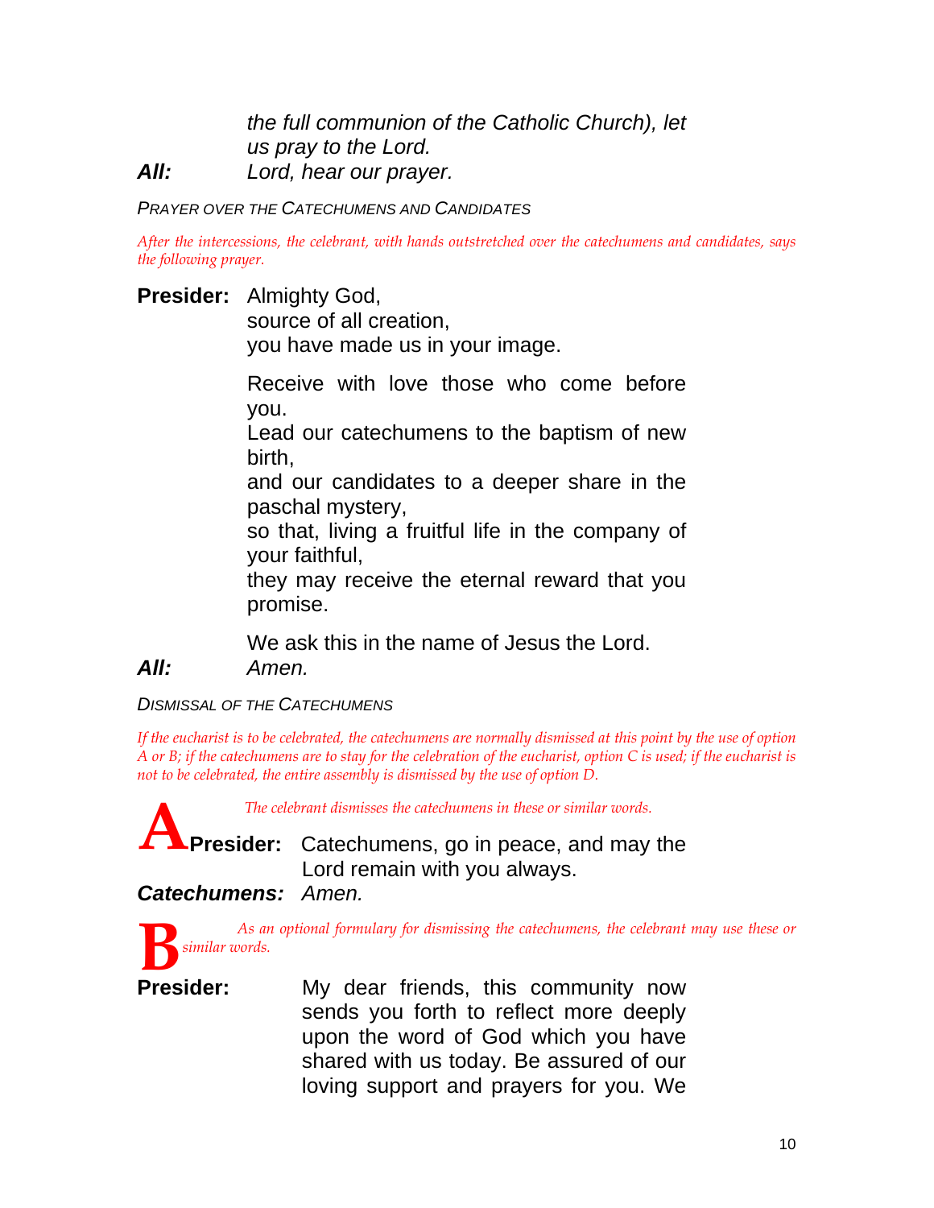*the full communion of the Catholic Church), let us pray to the Lord.*

***All:*** *Lord, hear our prayer.*

*Prayer over the Catechumens and Candidates*

*After the intercessions, the celebrant, with hands outstretched over the catechumens and candidates, says the following prayer.*

**Presider:** Almighty God,
source of all creation,
you have made us in your image.

Receive with love those who come before you.
Lead our catechumens to the baptism of new birth,
and our candidates to a deeper share in the paschal mystery,
so that, living a fruitful life in the company of your faithful,
they may receive the eternal reward that you promise.

We ask this in the name of Jesus the Lord.

***All:*** *Amen.*

*Dismissal of the Catechumens*

*If the eucharist is to be celebrated, the catechumens are normally dismissed at this point by the use of option A or B; if the catechumens are to stay for the celebration of the eucharist, option C is used; if the eucharist is not to be celebrated, the entire assembly is dismissed by the use of option D.*

**A**

*The celebrant dismisses the catechumens in these or similar words.*

**Presider:** Catechumens, go in peace, and may the Lord remain with you always.

***Catechumens:*** *Amen.*

**B**

*As an optional formulary for dismissing the catechumens, the celebrant may use these or similar words.*

**Presider:** My dear friends, this community now sends you forth to reflect more deeply upon the word of God which you have shared with us today. Be assured of our loving support and prayers for you. We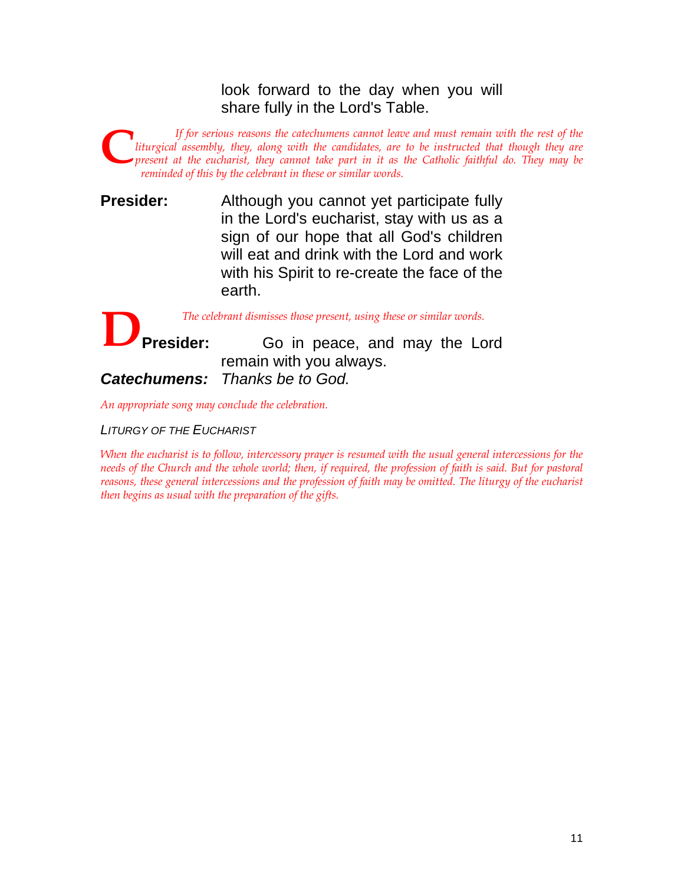look forward to the day when you will share fully in the Lord's Table.

**C** *If for serious reasons the catechumens cannot leave and must remain with the rest of the liturgical assembly, they, along with the candidates, are to be instructed that though they are present at the eucharist, they cannot take part in it as the Catholic faithful do. They may be reminded of this by the celebrant in these or similar words.*

**Presider:** Although you cannot yet participate fully in the Lord's eucharist, stay with us as a sign of our hope that all God's children will eat and drink with the Lord and work with his Spirit to re-create the face of the earth.

**D** *The celebrant dismisses those present, using these or similar words.*

**Presider:** Go in peace, and may the Lord remain with you always.

***Catechumens:*** *Thanks be to God.*

*An appropriate song may conclude the celebration.*

*LITURGY OF THE EUCHARIST*

*When the eucharist is to follow, intercessory prayer is resumed with the usual general intercessions for the needs of the Church and the whole world; then, if required, the profession of faith is said. But for pastoral reasons, these general intercessions and the profession of faith may be omitted. The liturgy of the eucharist then begins as usual with the preparation of the gifts.*